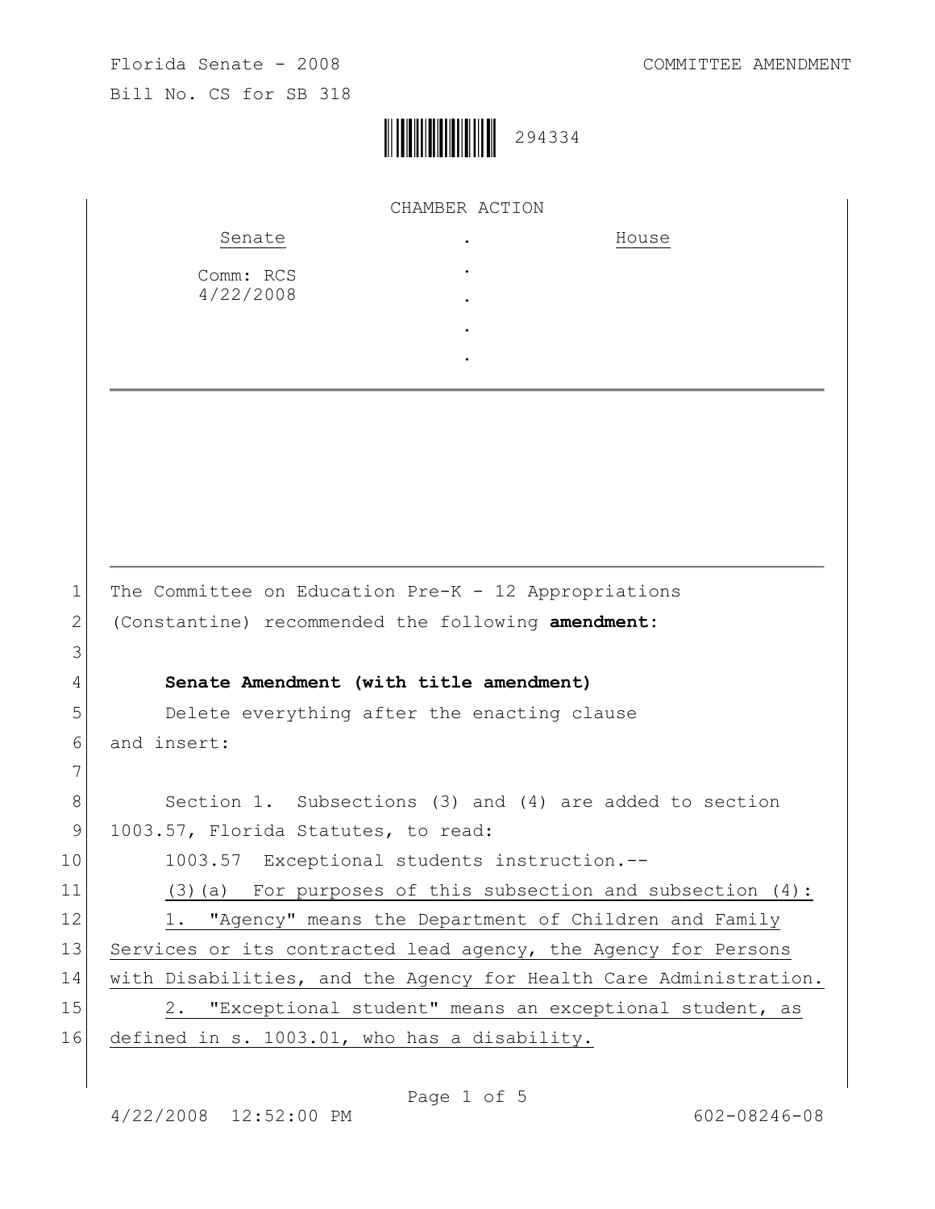Florida Senate - 2008 COMMITTEE AMENDMENT

Bill No. CS for SB 318

294334

CHAMBER ACTION

| Senate | . | House |
|---|---|---|
| Comm: RCS 4/22/2008 | . | |
| | . | |
| | . | |
| | . | |

The Committee on Education Pre-K - 12 Appropriations (Constantine) recommended the following **amendment**:

**Senate Amendment (with title amendment)**

Delete everything after the enacting clause and insert:

Section 1. Subsections (3) and (4) are added to section 1003.57, Florida Statutes, to read:

1003.57 Exceptional students instruction.--

(3)(a) For purposes of this subsection and subsection (4):

1. "Agency" means the Department of Children and Family Services or its contracted lead agency, the Agency for Persons with Disabilities, and the Agency for Health Care Administration.

2. "Exceptional student" means an exceptional student, as defined in s. 1003.01, who has a disability.

4/22/2008 12:52:00 PM 602-08246-08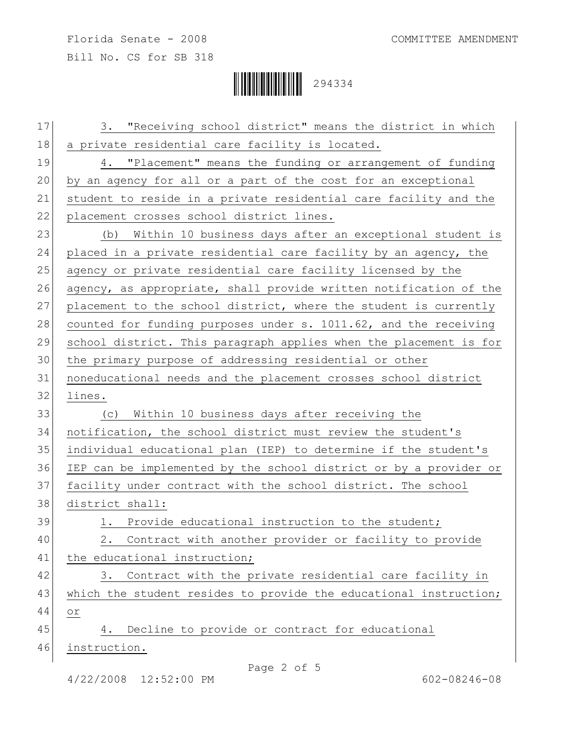3. "Receiving school district" means the district in which a private residential care facility is located.

4. "Placement" means the funding or arrangement of funding by an agency for all or a part of the cost for an exceptional student to reside in a private residential care facility and the placement crosses school district lines.

(b) Within 10 business days after an exceptional student is placed in a private residential care facility by an agency, the agency or private residential care facility licensed by the agency, as appropriate, shall provide written notification of the placement to the school district, where the student is currently counted for funding purposes under s. 1011.62, and the receiving school district. This paragraph applies when the placement is for the primary purpose of addressing residential or other noneducational needs and the placement crosses school district lines.

(c) Within 10 business days after receiving the notification, the school district must review the student's individual educational plan (IEP) to determine if the student's IEP can be implemented by the school district or by a provider or facility under contract with the school district. The school district shall:

1. Provide educational instruction to the student;

2. Contract with another provider or facility to provide the educational instruction;

3. Contract with the private residential care facility in which the student resides to provide the educational instruction; or

4. Decline to provide or contract for educational instruction.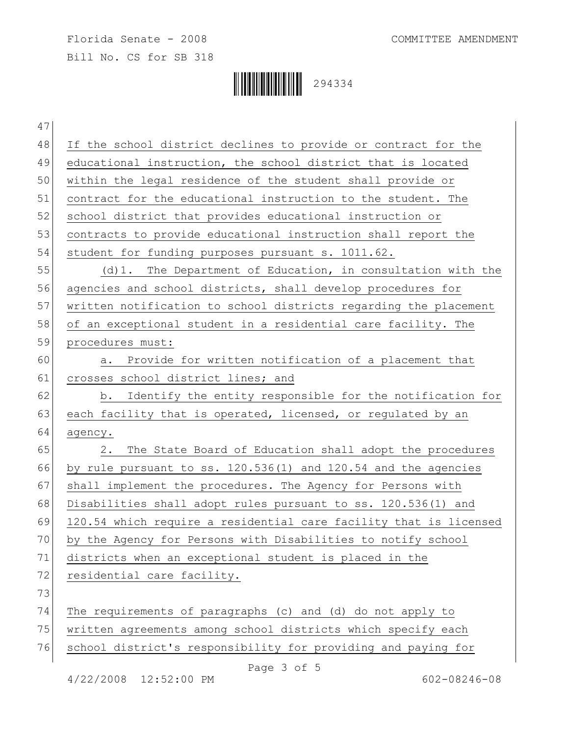If the school district declines to provide or contract for the educational instruction, the school district that is located within the legal residence of the student shall provide or contract for the educational instruction to the student. The school district that provides educational instruction or contracts to provide educational instruction shall report the student for funding purposes pursuant s. 1011.62.

(d)1. The Department of Education, in consultation with the agencies and school districts, shall develop procedures for written notification to school districts regarding the placement of an exceptional student in a residential care facility. The procedures must:

a. Provide for written notification of a placement that crosses school district lines; and

b. Identify the entity responsible for the notification for each facility that is operated, licensed, or regulated by an agency.

2. The State Board of Education shall adopt the procedures by rule pursuant to ss. 120.536(1) and 120.54 and the agencies shall implement the procedures. The Agency for Persons with Disabilities shall adopt rules pursuant to ss. 120.536(1) and 120.54 which require a residential care facility that is licensed by the Agency for Persons with Disabilities to notify school districts when an exceptional student is placed in the residential care facility.

The requirements of paragraphs (c) and (d) do not apply to written agreements among school districts which specify each school district's responsibility for providing and paying for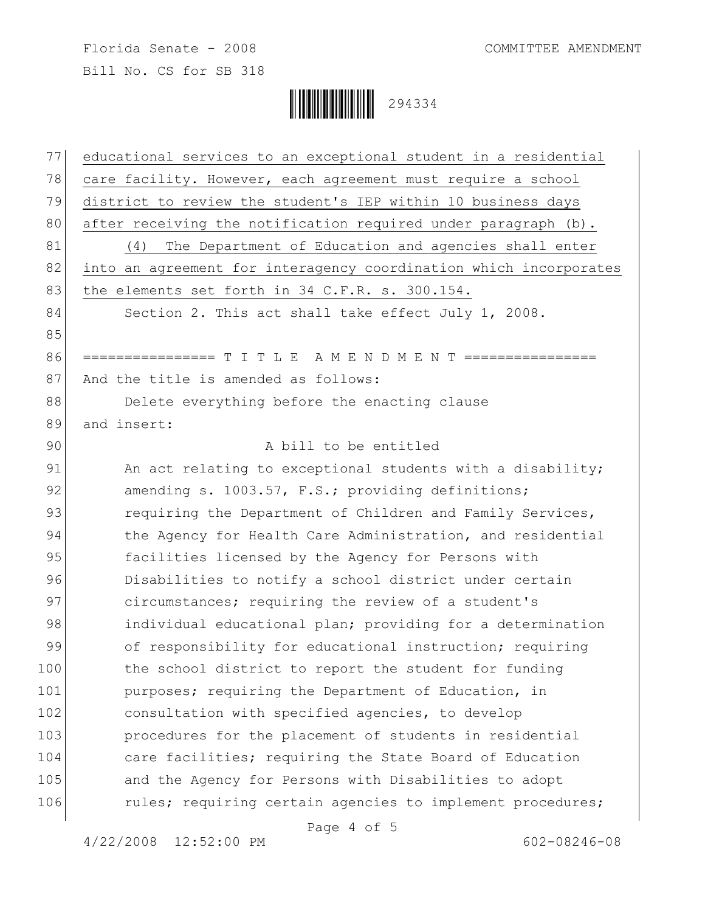educational services to an exceptional student in a residential care facility. However, each agreement must require a school district to review the student's IEP within 10 business days after receiving the notification required under paragraph (b).

(4) The Department of Education and agencies shall enter into an agreement for interagency coordination which incorporates the elements set forth in 34 C.F.R. s. 300.154.

Section 2. This act shall take effect July 1, 2008.

================ T I T L E A M E N D M E N T ================

And the title is amended as follows:

Delete everything before the enacting clause

and insert:

A bill to be entitled

An act relating to exceptional students with a disability; amending s. 1003.57, F.S.; providing definitions; requiring the Department of Children and Family Services, the Agency for Health Care Administration, and residential facilities licensed by the Agency for Persons with Disabilities to notify a school district under certain circumstances; requiring the review of a student's individual educational plan; providing for a determination of responsibility for educational instruction; requiring the school district to report the student for funding purposes; requiring the Department of Education, in consultation with specified agencies, to develop procedures for the placement of students in residential care facilities; requiring the State Board of Education and the Agency for Persons with Disabilities to adopt rules; requiring certain agencies to implement procedures;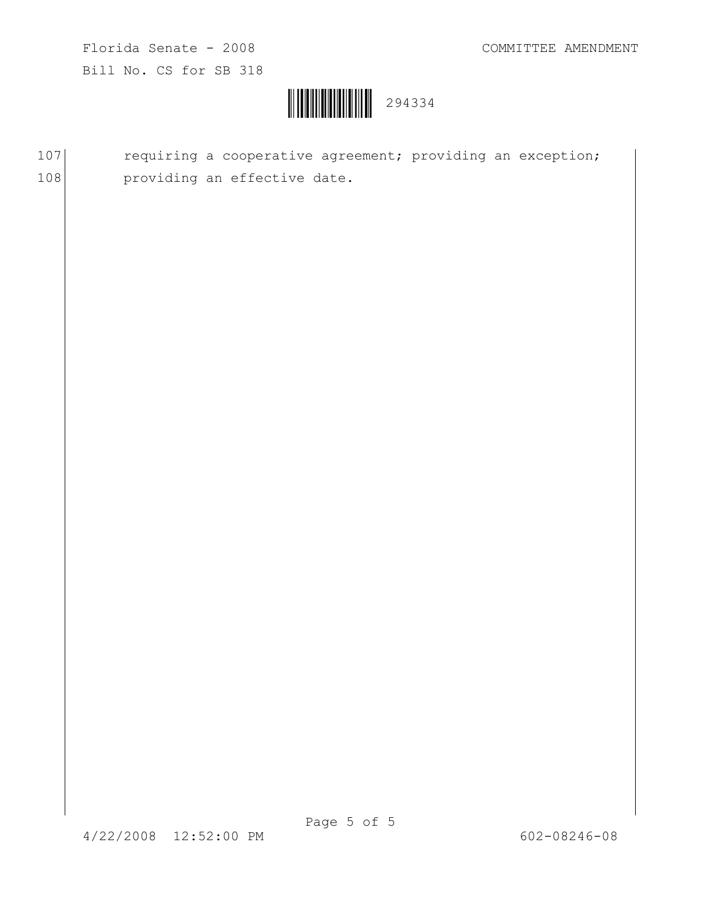107 requiring a cooperative agreement; providing an exception;
108 providing an effective date.